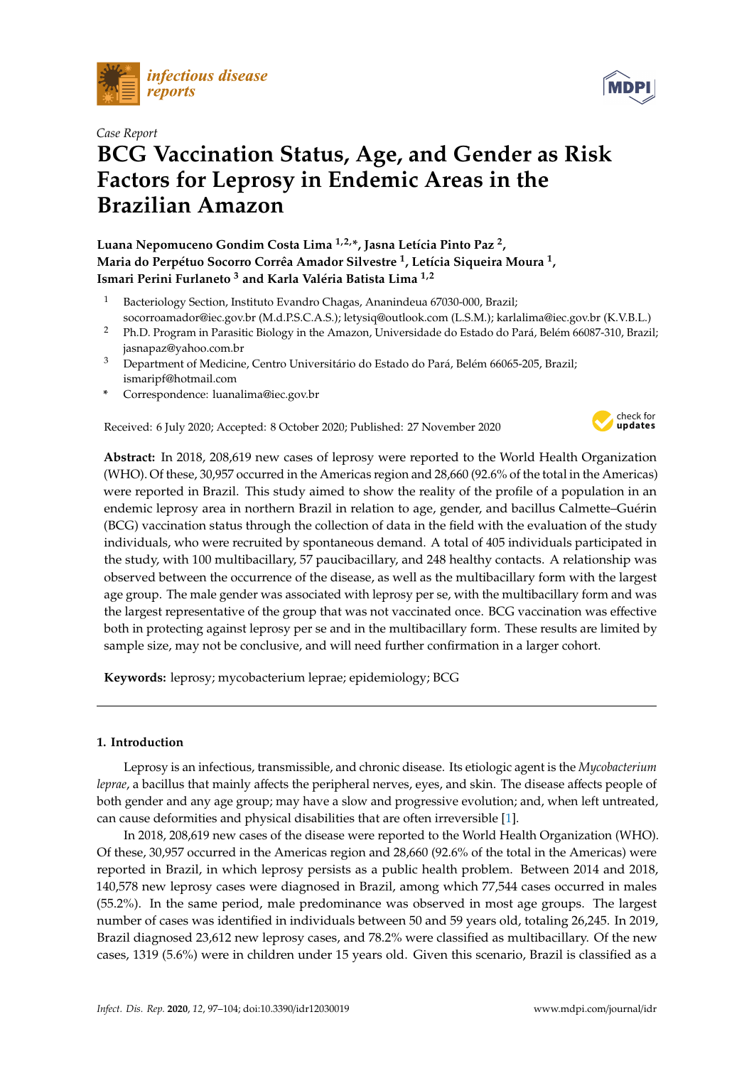Case Report

# BCG Vaccination Status, Age, and Gender as Risk Factors for Leprosy in Endemic Areas in the Brazilian Amazon

**Luana Nepomuceno Gondim Costa Lima [1,2,*], Jasna Letícia Pinto Paz [2], Maria do Perpétuo Socorro Corrêa Amador Silvestre [1], Letícia Siqueira Moura [1], Ismari Perini Furlaneto [3] and Karla Valéria Batista Lima [1,2]**

[1] Bacteriology Section, Instituto Evandro Chagas, Ananindeua 67030-000, Brazil; socorroamador@iec.gov.br (M.d.P.S.C.A.S.); letysiq@outlook.com (L.S.M.); karlalima@iec.gov.br (K.V.B.L.)

[2] Ph.D. Program in Parasitic Biology in the Amazon, Universidade do Estado do Pará, Belém 66087-310, Brazil; jasnapaz@yahoo.com.br

[3] Department of Medicine, Centro Universitário do Estado do Pará, Belém 66065-205, Brazil; ismaripf@hotmail.com

\* Correspondence: luanalima@iec.gov.br

Received: 6 July 2020; Accepted: 8 October 2020; Published: 27 November 2020

**Abstract:** In 2018, 208,619 new cases of leprosy were reported to the World Health Organization (WHO). Of these, 30,957 occurred in the Americas region and 28,660 (92.6% of the total in the Americas) were reported in Brazil. This study aimed to show the reality of the profile of a population in an endemic leprosy area in northern Brazil in relation to age, gender, and bacillus Calmette–Guérin (BCG) vaccination status through the collection of data in the field with the evaluation of the study individuals, who were recruited by spontaneous demand. A total of 405 individuals participated in the study, with 100 multibacillary, 57 paucibacillary, and 248 healthy contacts. A relationship was observed between the occurrence of the disease, as well as the multibacillary form with the largest age group. The male gender was associated with leprosy per se, with the multibacillary form and was the largest representative of the group that was not vaccinated once. BCG vaccination was effective both in protecting against leprosy per se and in the multibacillary form. These results are limited by sample size, may not be conclusive, and will need further confirmation in a larger cohort.

**Keywords:** leprosy; mycobacterium leprae; epidemiology; BCG

## 1. Introduction

Leprosy is an infectious, transmissible, and chronic disease. Its etiologic agent is the *Mycobacterium leprae*, a bacillus that mainly affects the peripheral nerves, eyes, and skin. The disease affects people of both gender and any age group; may have a slow and progressive evolution; and, when left untreated, can cause deformities and physical disabilities that are often irreversible [1].

In 2018, 208,619 new cases of the disease were reported to the World Health Organization (WHO). Of these, 30,957 occurred in the Americas region and 28,660 (92.6% of the total in the Americas) were reported in Brazil, in which leprosy persists as a public health problem. Between 2014 and 2018, 140,578 new leprosy cases were diagnosed in Brazil, among which 77,544 cases occurred in males (55.2%). In the same period, male predominance was observed in most age groups. The largest number of cases was identified in individuals between 50 and 59 years old, totaling 26,245. In 2019, Brazil diagnosed 23,612 new leprosy cases, and 78.2% were classified as multibacillary. Of the new cases, 1319 (5.6%) were in children under 15 years old. Given this scenario, Brazil is classified as a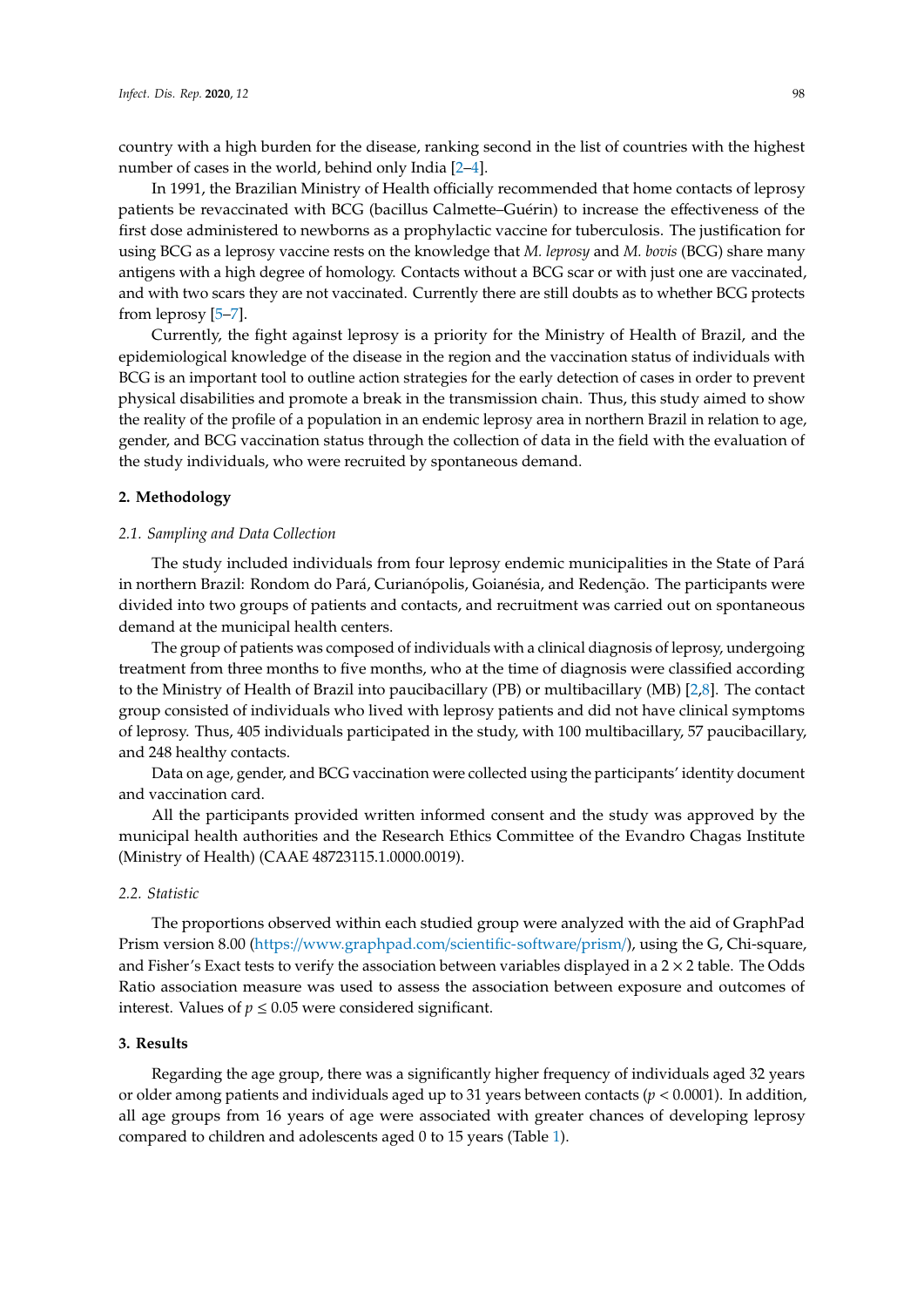country with a high burden for the disease, ranking second in the list of countries with the highest number of cases in the world, behind only India [2–4].

In 1991, the Brazilian Ministry of Health officially recommended that home contacts of leprosy patients be revaccinated with BCG (bacillus Calmette–Guérin) to increase the effectiveness of the first dose administered to newborns as a prophylactic vaccine for tuberculosis. The justification for using BCG as a leprosy vaccine rests on the knowledge that *M. leprosy* and *M. bovis* (BCG) share many antigens with a high degree of homology. Contacts without a BCG scar or with just one are vaccinated, and with two scars they are not vaccinated. Currently there are still doubts as to whether BCG protects from leprosy [5–7].

Currently, the fight against leprosy is a priority for the Ministry of Health of Brazil, and the epidemiological knowledge of the disease in the region and the vaccination status of individuals with BCG is an important tool to outline action strategies for the early detection of cases in order to prevent physical disabilities and promote a break in the transmission chain. Thus, this study aimed to show the reality of the profile of a population in an endemic leprosy area in northern Brazil in relation to age, gender, and BCG vaccination status through the collection of data in the field with the evaluation of the study individuals, who were recruited by spontaneous demand.

## 2. Methodology

### 2.1. Sampling and Data Collection

The study included individuals from four leprosy endemic municipalities in the State of Pará in northern Brazil: Rondom do Pará, Curianópolis, Goianésia, and Redenção. The participants were divided into two groups of patients and contacts, and recruitment was carried out on spontaneous demand at the municipal health centers.

The group of patients was composed of individuals with a clinical diagnosis of leprosy, undergoing treatment from three months to five months, who at the time of diagnosis were classified according to the Ministry of Health of Brazil into paucibacillary (PB) or multibacillary (MB) [2,8]. The contact group consisted of individuals who lived with leprosy patients and did not have clinical symptoms of leprosy. Thus, 405 individuals participated in the study, with 100 multibacillary, 57 paucibacillary, and 248 healthy contacts.

Data on age, gender, and BCG vaccination were collected using the participants' identity document and vaccination card.

All the participants provided written informed consent and the study was approved by the municipal health authorities and the Research Ethics Committee of the Evandro Chagas Institute (Ministry of Health) (CAAE 48723115.1.0000.0019).

### 2.2. Statistic

The proportions observed within each studied group were analyzed with the aid of GraphPad Prism version 8.00 (https://www.graphpad.com/scientific-software/prism/), using the G, Chi-square, and Fisher's Exact tests to verify the association between variables displayed in a $2 \times 2$ table. The Odds Ratio association measure was used to assess the association between exposure and outcomes of interest. Values of $p \leq 0.05$ were considered significant.

## 3. Results

Regarding the age group, there was a significantly higher frequency of individuals aged 32 years or older among patients and individuals aged up to 31 years between contacts ($p < 0.0001$). In addition, all age groups from 16 years of age were associated with greater chances of developing leprosy compared to children and adolescents aged 0 to 15 years (Table 1).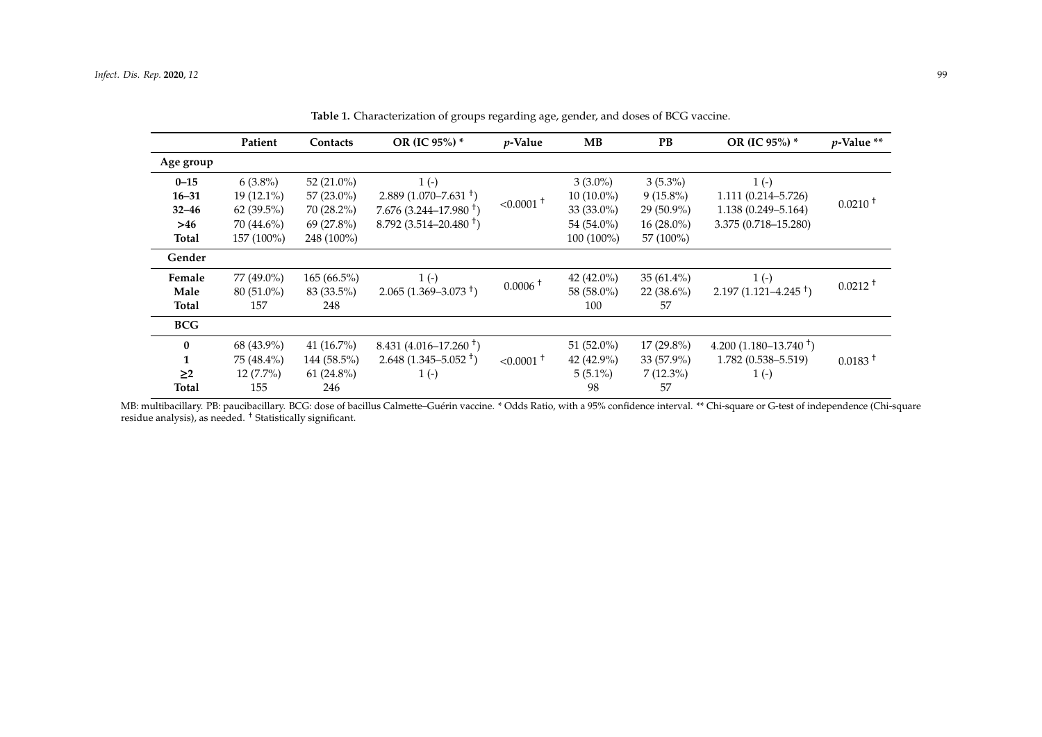**Table 1.** Characterization of groups regarding age, gender, and doses of BCG vaccine.

| | Patient | Contacts | OR (IC 95%) * | *p*-Value | MB | PB | OR (IC 95%) * | *p*-Value ** |
|---|---|---|---|---|---|---|---|---|
| **Age group** | | | | | | | | |
| **0–15** | 6 (3.8%) | 52 (21.0%) | 1 (-) | <0.0001 † | 3 (3.0%) | 3 (5.3%) | 1 (-) | 0.0210 † |
| **16–31** | 19 (12.1%) | 57 (23.0%) | 2.889 (1.070–7.631 †) | | 10 (10.0%) | 9 (15.8%) | 1.111 (0.214–5.726) | |
| **32–46** | 62 (39.5%) | 70 (28.2%) | 7.676 (3.244–17.980 †) | | 33 (33.0%) | 29 (50.9%) | 1.138 (0.249–5.164) | |
| **>46** | 70 (44.6%) | 69 (27.8%) | 8.792 (3.514–20.480 †) | | 54 (54.0%) | 16 (28.0%) | 3.375 (0.718–15.280) | |
| **Total** | 157 (100%) | 248 (100%) | | | 100 (100%) | 57 (100%) | | |
| **Gender** | | | | | | | | |
| **Female** | 77 (49.0%) | 165 (66.5%) | 1 (-) | 0.0006 † | 42 (42.0%) | 35 (61.4%) | 1 (-) | 0.0212 † |
| **Male** | 80 (51.0%) | 83 (33.5%) | 2.065 (1.369–3.073 †) | | 58 (58.0%) | 22 (38.6%) | 2.197 (1.121–4.245 †) | |
| **Total** | 157 | 248 | | | 100 | 57 | | |
| **BCG** | | | | | | | | |
| **0** | 68 (43.9%) | 41 (16.7%) | 8.431 (4.016–17.260 †) | <0.0001 † | 51 (52.0%) | 17 (29.8%) | 4.200 (1.180–13.740 †) | 0.0183 † |
| **1** | 75 (48.4%) | 144 (58.5%) | 2.648 (1.345–5.052 †) | | 42 (42.9%) | 33 (57.9%) | 1.782 (0.538–5.519) | |
| **≥2** | 12 (7.7%) | 61 (24.8%) | 1 (-) | | 5 (5.1%) | 7 (12.3%) | 1 (-) | |
| **Total** | 155 | 246 | | | 98 | 57 | | |

MB: multibacillary. PB: paucibacillary. BCG: dose of bacillus Calmette–Guérin vaccine. * Odds Ratio, with a 95% confidence interval. ** Chi-square or G-test of independence (Chi-square residue analysis), as needed. † Statistically significant.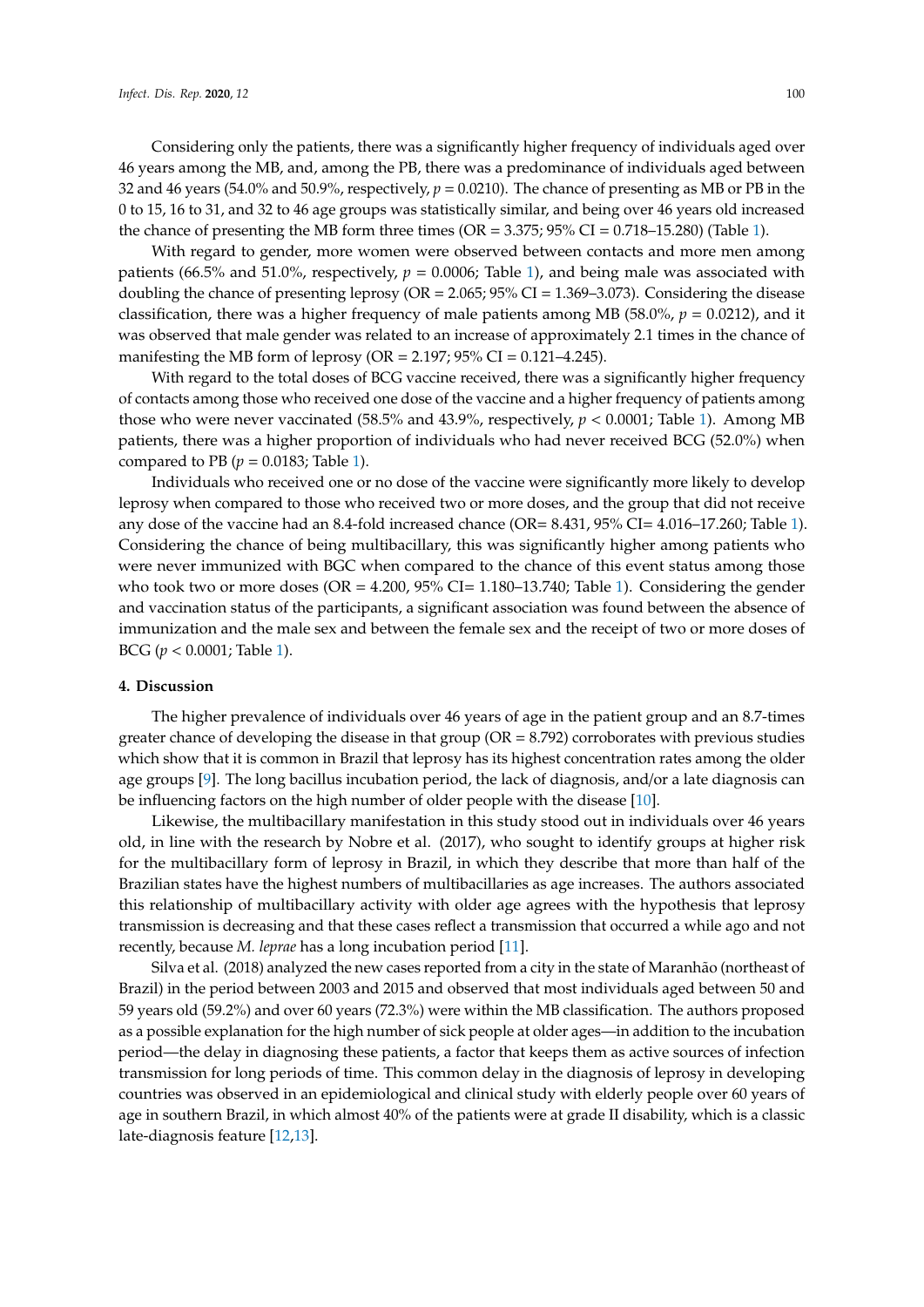Considering only the patients, there was a significantly higher frequency of individuals aged over 46 years among the MB, and, among the PB, there was a predominance of individuals aged between 32 and 46 years (54.0% and 50.9%, respectively, $p = 0.0210$). The chance of presenting as MB or PB in the 0 to 15, 16 to 31, and 32 to 46 age groups was statistically similar, and being over 46 years old increased the chance of presenting the MB form three times (OR = 3.375; 95% CI = 0.718–15.280) (Table 1).

With regard to gender, more women were observed between contacts and more men among patients (66.5% and 51.0%, respectively, $p = 0.0006$; Table 1), and being male was associated with doubling the chance of presenting leprosy (OR = 2.065; 95% CI = 1.369–3.073). Considering the disease classification, there was a higher frequency of male patients among MB (58.0%, $p = 0.0212$), and it was observed that male gender was related to an increase of approximately 2.1 times in the chance of manifesting the MB form of leprosy (OR = 2.197; 95% CI = 0.121–4.245).

With regard to the total doses of BCG vaccine received, there was a significantly higher frequency of contacts among those who received one dose of the vaccine and a higher frequency of patients among those who were never vaccinated (58.5% and 43.9%, respectively, $p < 0.0001$; Table 1). Among MB patients, there was a higher proportion of individuals who had never received BCG (52.0%) when compared to PB ($p = 0.0183$; Table 1).

Individuals who received one or no dose of the vaccine were significantly more likely to develop leprosy when compared to those who received two or more doses, and the group that did not receive any dose of the vaccine had an 8.4-fold increased chance (OR= 8.431, 95% CI= 4.016–17.260; Table 1). Considering the chance of being multibacillary, this was significantly higher among patients who were never immunized with BGC when compared to the chance of this event status among those who took two or more doses (OR = 4.200, 95% CI= 1.180–13.740; Table 1). Considering the gender and vaccination status of the participants, a significant association was found between the absence of immunization and the male sex and between the female sex and the receipt of two or more doses of BCG ($p < 0.0001$; Table 1).

## 4. Discussion

The higher prevalence of individuals over 46 years of age in the patient group and an 8.7-times greater chance of developing the disease in that group (OR = 8.792) corroborates with previous studies which show that it is common in Brazil that leprosy has its highest concentration rates among the older age groups [9]. The long bacillus incubation period, the lack of diagnosis, and/or a late diagnosis can be influencing factors on the high number of older people with the disease [10].

Likewise, the multibacillary manifestation in this study stood out in individuals over 46 years old, in line with the research by Nobre et al. (2017), who sought to identify groups at higher risk for the multibacillary form of leprosy in Brazil, in which they describe that more than half of the Brazilian states have the highest numbers of multibacillaries as age increases. The authors associated this relationship of multibacillary activity with older age agrees with the hypothesis that leprosy transmission is decreasing and that these cases reflect a transmission that occurred a while ago and not recently, because *M. leprae* has a long incubation period [11].

Silva et al. (2018) analyzed the new cases reported from a city in the state of Maranhão (northeast of Brazil) in the period between 2003 and 2015 and observed that most individuals aged between 50 and 59 years old (59.2%) and over 60 years (72.3%) were within the MB classification. The authors proposed as a possible explanation for the high number of sick people at older ages—in addition to the incubation period—the delay in diagnosing these patients, a factor that keeps them as active sources of infection transmission for long periods of time. This common delay in the diagnosis of leprosy in developing countries was observed in an epidemiological and clinical study with elderly people over 60 years of age in southern Brazil, in which almost 40% of the patients were at grade II disability, which is a classic late-diagnosis feature [12,13].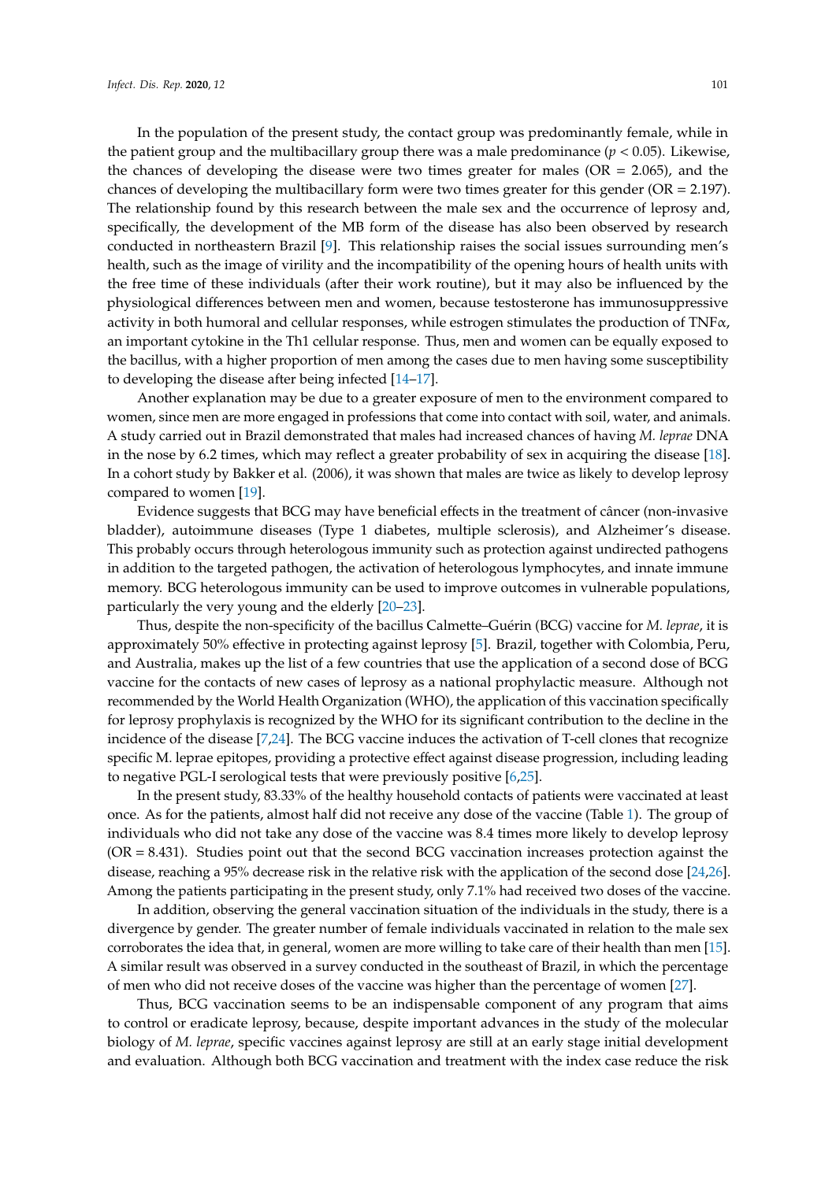In the population of the present study, the contact group was predominantly female, while in the patient group and the multibacillary group there was a male predominance ($p < 0.05$). Likewise, the chances of developing the disease were two times greater for males (OR = 2.065), and the chances of developing the multibacillary form were two times greater for this gender (OR = 2.197). The relationship found by this research between the male sex and the occurrence of leprosy and, specifically, the development of the MB form of the disease has also been observed by research conducted in northeastern Brazil [9]. This relationship raises the social issues surrounding men's health, such as the image of virility and the incompatibility of the opening hours of health units with the free time of these individuals (after their work routine), but it may also be influenced by the physiological differences between men and women, because testosterone has immunosuppressive activity in both humoral and cellular responses, while estrogen stimulates the production of TNF$\alpha$, an important cytokine in the Th1 cellular response. Thus, men and women can be equally exposed to the bacillus, with a higher proportion of men among the cases due to men having some susceptibility to developing the disease after being infected [14–17].

Another explanation may be due to a greater exposure of men to the environment compared to women, since men are more engaged in professions that come into contact with soil, water, and animals. A study carried out in Brazil demonstrated that males had increased chances of having *M. leprae* DNA in the nose by 6.2 times, which may reflect a greater probability of sex in acquiring the disease [18]. In a cohort study by Bakker et al. (2006), it was shown that males are twice as likely to develop leprosy compared to women [19].

Evidence suggests that BCG may have beneficial effects in the treatment of câncer (non-invasive bladder), autoimmune diseases (Type 1 diabetes, multiple sclerosis), and Alzheimer's disease. This probably occurs through heterologous immunity such as protection against undirected pathogens in addition to the targeted pathogen, the activation of heterologous lymphocytes, and innate immune memory. BCG heterologous immunity can be used to improve outcomes in vulnerable populations, particularly the very young and the elderly [20–23].

Thus, despite the non-specificity of the bacillus Calmette–Guérin (BCG) vaccine for *M. leprae*, it is approximately 50% effective in protecting against leprosy [5]. Brazil, together with Colombia, Peru, and Australia, makes up the list of a few countries that use the application of a second dose of BCG vaccine for the contacts of new cases of leprosy as a national prophylactic measure. Although not recommended by the World Health Organization (WHO), the application of this vaccination specifically for leprosy prophylaxis is recognized by the WHO for its significant contribution to the decline in the incidence of the disease [7,24]. The BCG vaccine induces the activation of T-cell clones that recognize specific M. leprae epitopes, providing a protective effect against disease progression, including leading to negative PGL-I serological tests that were previously positive [6,25].

In the present study, 83.33% of the healthy household contacts of patients were vaccinated at least once. As for the patients, almost half did not receive any dose of the vaccine (Table 1). The group of individuals who did not take any dose of the vaccine was 8.4 times more likely to develop leprosy (OR = 8.431). Studies point out that the second BCG vaccination increases protection against the disease, reaching a 95% decrease risk in the relative risk with the application of the second dose [24,26]. Among the patients participating in the present study, only 7.1% had received two doses of the vaccine.

In addition, observing the general vaccination situation of the individuals in the study, there is a divergence by gender. The greater number of female individuals vaccinated in relation to the male sex corroborates the idea that, in general, women are more willing to take care of their health than men [15]. A similar result was observed in a survey conducted in the southeast of Brazil, in which the percentage of men who did not receive doses of the vaccine was higher than the percentage of women [27].

Thus, BCG vaccination seems to be an indispensable component of any program that aims to control or eradicate leprosy, because, despite important advances in the study of the molecular biology of *M. leprae*, specific vaccines against leprosy are still at an early stage initial development and evaluation. Although both BCG vaccination and treatment with the index case reduce the risk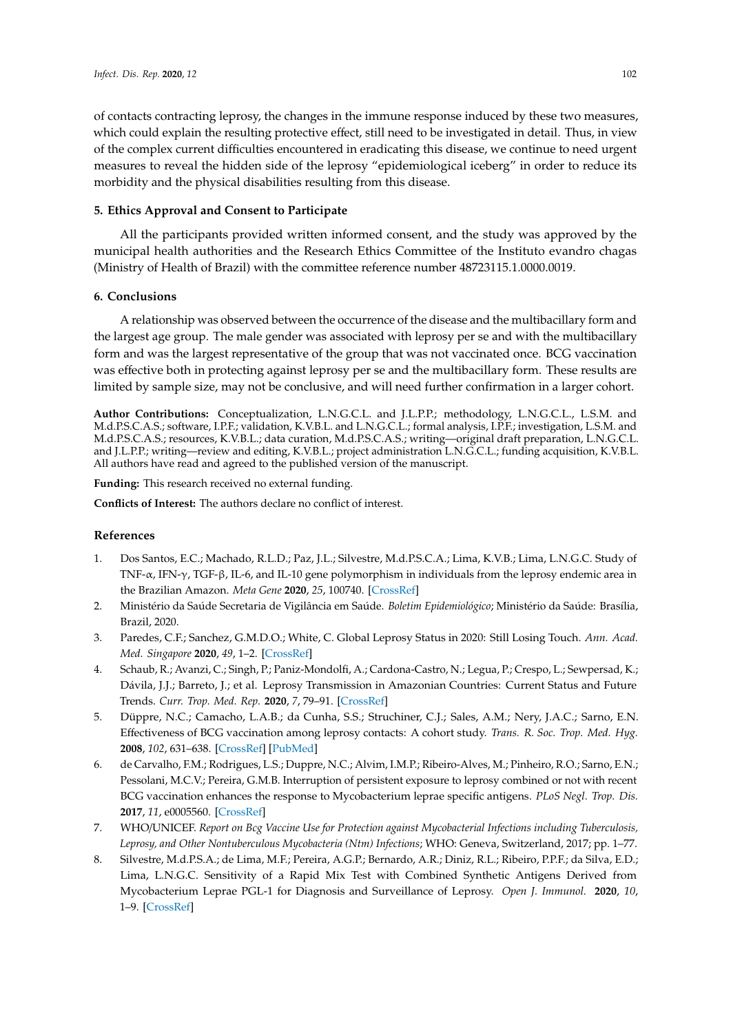of contacts contracting leprosy, the changes in the immune response induced by these two measures, which could explain the resulting protective effect, still need to be investigated in detail. Thus, in view of the complex current difficulties encountered in eradicating this disease, we continue to need urgent measures to reveal the hidden side of the leprosy "epidemiological iceberg" in order to reduce its morbidity and the physical disabilities resulting from this disease.

## 5. Ethics Approval and Consent to Participate

All the participants provided written informed consent, and the study was approved by the municipal health authorities and the Research Ethics Committee of the Instituto evandro chagas (Ministry of Health of Brazil) with the committee reference number 48723115.1.0000.0019.

## 6. Conclusions

A relationship was observed between the occurrence of the disease and the multibacillary form and the largest age group. The male gender was associated with leprosy per se and with the multibacillary form and was the largest representative of the group that was not vaccinated once. BCG vaccination was effective both in protecting against leprosy per se and the multibacillary form. These results are limited by sample size, may not be conclusive, and will need further confirmation in a larger cohort.

**Author Contributions:** Conceptualization, L.N.G.C.L. and J.L.P.P.; methodology, L.N.G.C.L., L.S.M. and M.d.P.S.C.A.S.; software, I.P.F.; validation, K.V.B.L. and L.N.G.C.L.; formal analysis, I.P.F.; investigation, L.S.M. and M.d.P.S.C.A.S.; resources, K.V.B.L.; data curation, M.d.P.S.C.A.S.; writing—original draft preparation, L.N.G.C.L. and J.L.P.P.; writing—review and editing, K.V.B.L.; project administration L.N.G.C.L.; funding acquisition, K.V.B.L. All authors have read and agreed to the published version of the manuscript.

**Funding:** This research received no external funding.

**Conflicts of Interest:** The authors declare no conflict of interest.

## References

1. Dos Santos, E.C.; Machado, R.L.D.; Paz, J.L.; Silvestre, M.d.P.S.C.A.; Lima, K.V.B.; Lima, L.N.G.C. Study of TNF-α, IFN-γ, TGF-β, IL-6, and IL-10 gene polymorphism in individuals from the leprosy endemic area in the Brazilian Amazon. *Meta Gene* **2020**, *25*, 100740. [CrossRef]
2. Ministério da Saúde Secretaria de Vigilância em Saúde. *Boletim Epidemiológico*; Ministério da Saúde: Brasília, Brazil, 2020.
3. Paredes, C.F.; Sanchez, G.M.D.O.; White, C. Global Leprosy Status in 2020: Still Losing Touch. *Ann. Acad. Med. Singapore* **2020**, *49*, 1–2. [CrossRef]
4. Schaub, R.; Avanzi, C.; Singh, P.; Paniz-Mondolfi, A.; Cardona-Castro, N.; Legua, P.; Crespo, L.; Sewpersad, K.; Dávila, J.J.; Barreto, J.; et al. Leprosy Transmission in Amazonian Countries: Current Status and Future Trends. *Curr. Trop. Med. Rep.* **2020**, *7*, 79–91. [CrossRef]
5. Düppre, N.C.; Camacho, L.A.B.; da Cunha, S.S.; Struchiner, C.J.; Sales, A.M.; Nery, J.A.C.; Sarno, E.N. Effectiveness of BCG vaccination among leprosy contacts: A cohort study. *Trans. R. Soc. Trop. Med. Hyg.* **2008**, *102*, 631–638. [CrossRef] [PubMed]
6. de Carvalho, F.M.; Rodrigues, L.S.; Duppre, N.C.; Alvim, I.M.P.; Ribeiro-Alves, M.; Pinheiro, R.O.; Sarno, E.N.; Pessolani, M.C.V.; Pereira, G.M.B. Interruption of persistent exposure to leprosy combined or not with recent BCG vaccination enhances the response to Mycobacterium leprae specific antigens. *PLoS Negl. Trop. Dis.* **2017**, *11*, e0005560. [CrossRef]
7. WHO/UNICEF. *Report on Bcg Vaccine Use for Protection against Mycobacterial Infections including Tuberculosis, Leprosy, and Other Nontuberculous Mycobacteria (Ntm) Infections*; WHO: Geneva, Switzerland, 2017; pp. 1–77.
8. Silvestre, M.d.P.S.A.; de Lima, M.F.; Pereira, A.G.P.; Bernardo, A.R.; Diniz, R.L.; Ribeiro, P.P.F.; da Silva, E.D.; Lima, L.N.G.C. Sensitivity of a Rapid Mix Test with Combined Synthetic Antigens Derived from Mycobacterium Leprae PGL-1 for Diagnosis and Surveillance of Leprosy. *Open J. Immunol.* **2020**, *10*, 1–9. [CrossRef]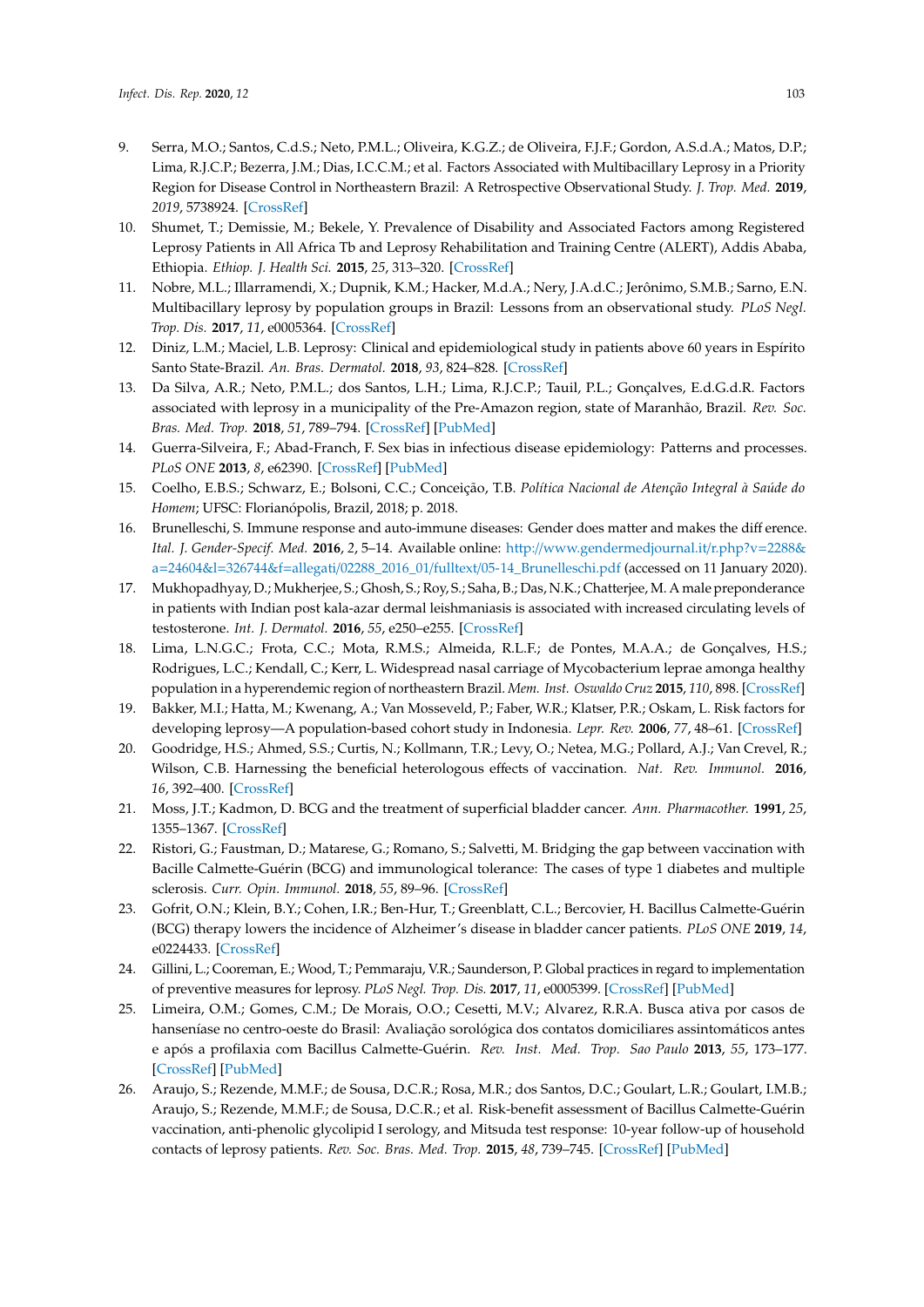9. Serra, M.O.; Santos, C.d.S.; Neto, P.M.L.; Oliveira, K.G.Z.; de Oliveira, F.J.F.; Gordon, A.S.d.A.; Matos, D.P.; Lima, R.J.C.P.; Bezerra, J.M.; Dias, I.C.C.M.; et al. Factors Associated with Multibacillary Leprosy in a Priority Region for Disease Control in Northeastern Brazil: A Retrospective Observational Study. *J. Trop. Med.* **2019**, *2019*, 5738924. [CrossRef]
10. Shumet, T.; Demissie, M.; Bekele, Y. Prevalence of Disability and Associated Factors among Registered Leprosy Patients in All Africa Tb and Leprosy Rehabilitation and Training Centre (ALERT), Addis Ababa, Ethiopia. *Ethiop. J. Health Sci.* **2015**, *25*, 313–320. [CrossRef]
11. Nobre, M.L.; Illarramendi, X.; Dupnik, K.M.; Hacker, M.d.A.; Nery, J.A.d.C.; Jerônimo, S.M.B.; Sarno, E.N. Multibacillary leprosy by population groups in Brazil: Lessons from an observational study. *PLoS Negl. Trop. Dis.* **2017**, *11*, e0005364. [CrossRef]
12. Diniz, L.M.; Maciel, L.B. Leprosy: Clinical and epidemiological study in patients above 60 years in Espírito Santo State-Brazil. *An. Bras. Dermatol.* **2018**, *93*, 824–828. [CrossRef]
13. Da Silva, A.R.; Neto, P.M.L.; dos Santos, L.H.; Lima, R.J.C.P.; Tauil, P.L.; Gonçalves, E.d.G.d.R. Factors associated with leprosy in a municipality of the Pre-Amazon region, state of Maranhão, Brazil. *Rev. Soc. Bras. Med. Trop.* **2018**, *51*, 789–794. [CrossRef] [PubMed]
14. Guerra-Silveira, F.; Abad-Franch, F. Sex bias in infectious disease epidemiology: Patterns and processes. *PLoS ONE* **2013**, *8*, e62390. [CrossRef] [PubMed]
15. Coelho, E.B.S.; Schwarz, E.; Bolsoni, C.C.; Conceição, T.B. *Política Nacional de Atenção Integral à Saúde do Homem*; UFSC: Florianópolis, Brazil, 2018; p. 2018.
16. Brunelleschi, S. Immune response and auto-immune diseases: Gender does matter and makes the diff erence. *Ital. J. Gender-Specif. Med.* **2016**, *2*, 5–14. Available online: http://www.gendermedjournal.it/r.php?v=2288&a=24604&l=326744&f=allegati/02288_2016_01/fulltext/05-14_Brunelleschi.pdf (accessed on 11 January 2020).
17. Mukhopadhyay, D.; Mukherjee, S.; Ghosh, S.; Roy, S.; Saha, B.; Das, N.K.; Chatterjee, M. A male preponderance in patients with Indian post kala-azar dermal leishmaniasis is associated with increased circulating levels of testosterone. *Int. J. Dermatol.* **2016**, *55*, e250–e255. [CrossRef]
18. Lima, L.N.G.C.; Frota, C.C.; Mota, R.M.S.; Almeida, R.L.F.; de Pontes, M.A.A.; de Gonçalves, H.S.; Rodrigues, L.C.; Kendall, C.; Kerr, L. Widespread nasal carriage of Mycobacterium leprae amonga healthy population in a hyperendemic region of northeastern Brazil. *Mem. Inst. Oswaldo Cruz* **2015**, *110*, 898. [CrossRef]
19. Bakker, M.I.; Hatta, M.; Kwenang, A.; Van Mosseveld, P.; Faber, W.R.; Klatser, P.R.; Oskam, L. Risk factors for developing leprosy—A population-based cohort study in Indonesia. *Lepr. Rev.* **2006**, *77*, 48–61. [CrossRef]
20. Goodridge, H.S.; Ahmed, S.S.; Curtis, N.; Kollmann, T.R.; Levy, O.; Netea, M.G.; Pollard, A.J.; Van Crevel, R.; Wilson, C.B. Harnessing the beneficial heterologous effects of vaccination. *Nat. Rev. Immunol.* **2016**, *16*, 392–400. [CrossRef]
21. Moss, J.T.; Kadmon, D. BCG and the treatment of superficial bladder cancer. *Ann. Pharmacother.* **1991**, *25*, 1355–1367. [CrossRef]
22. Ristori, G.; Faustman, D.; Matarese, G.; Romano, S.; Salvetti, M. Bridging the gap between vaccination with Bacille Calmette-Guérin (BCG) and immunological tolerance: The cases of type 1 diabetes and multiple sclerosis. *Curr. Opin. Immunol.* **2018**, *55*, 89–96. [CrossRef]
23. Gofrit, O.N.; Klein, B.Y.; Cohen, I.R.; Ben-Hur, T.; Greenblatt, C.L.; Bercovier, H. Bacillus Calmette-Guérin (BCG) therapy lowers the incidence of Alzheimer's disease in bladder cancer patients. *PLoS ONE* **2019**, *14*, e0224433. [CrossRef]
24. Gillini, L.; Cooreman, E.; Wood, T.; Pemmaraju, V.R.; Saunderson, P. Global practices in regard to implementation of preventive measures for leprosy. *PLoS Negl. Trop. Dis.* **2017**, *11*, e0005399. [CrossRef] [PubMed]
25. Limeira, O.M.; Gomes, C.M.; De Morais, O.O.; Cesetti, M.V.; Alvarez, R.R.A. Busca ativa por casos de hanseníase no centro-oeste do Brasil: Avaliação sorológica dos contatos domiciliares assintomáticos antes e após a profilaxia com Bacillus Calmette-Guérin. *Rev. Inst. Med. Trop. Sao Paulo* **2013**, *55*, 173–177. [CrossRef] [PubMed]
26. Araujo, S.; Rezende, M.M.F.; de Sousa, D.C.R.; Rosa, M.R.; dos Santos, D.C.; Goulart, L.R.; Goulart, I.M.B.; Araujo, S.; Rezende, M.M.F.; de Sousa, D.C.R.; et al. Risk-benefit assessment of Bacillus Calmette-Guérin vaccination, anti-phenolic glycolipid I serology, and Mitsuda test response: 10-year follow-up of household contacts of leprosy patients. *Rev. Soc. Bras. Med. Trop.* **2015**, *48*, 739–745. [CrossRef] [PubMed]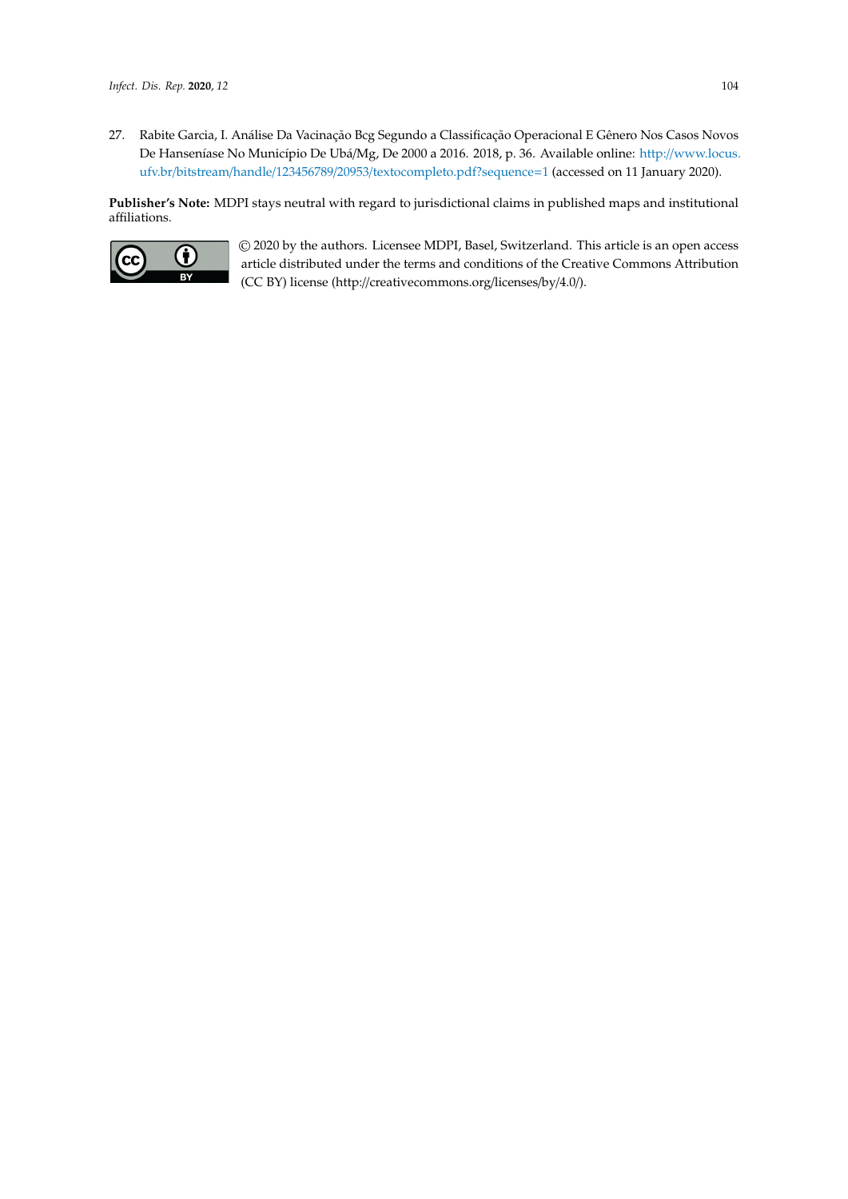27. Rabite Garcia, I. Análise Da Vacinação Bcg Segundo a Classificação Operacional E Gênero Nos Casos Novos De Hanseníase No Município De Ubá/Mg, De 2000 a 2016. 2018, p. 36. Available online: http://www.locus.ufv.br/bitstream/handle/123456789/20953/textocompleto.pdf?sequence=1 (accessed on 11 January 2020).

**Publisher's Note:** MDPI stays neutral with regard to jurisdictional claims in published maps and institutional affiliations.

© 2020 by the authors. Licensee MDPI, Basel, Switzerland. This article is an open access article distributed under the terms and conditions of the Creative Commons Attribution (CC BY) license (http://creativecommons.org/licenses/by/4.0/).